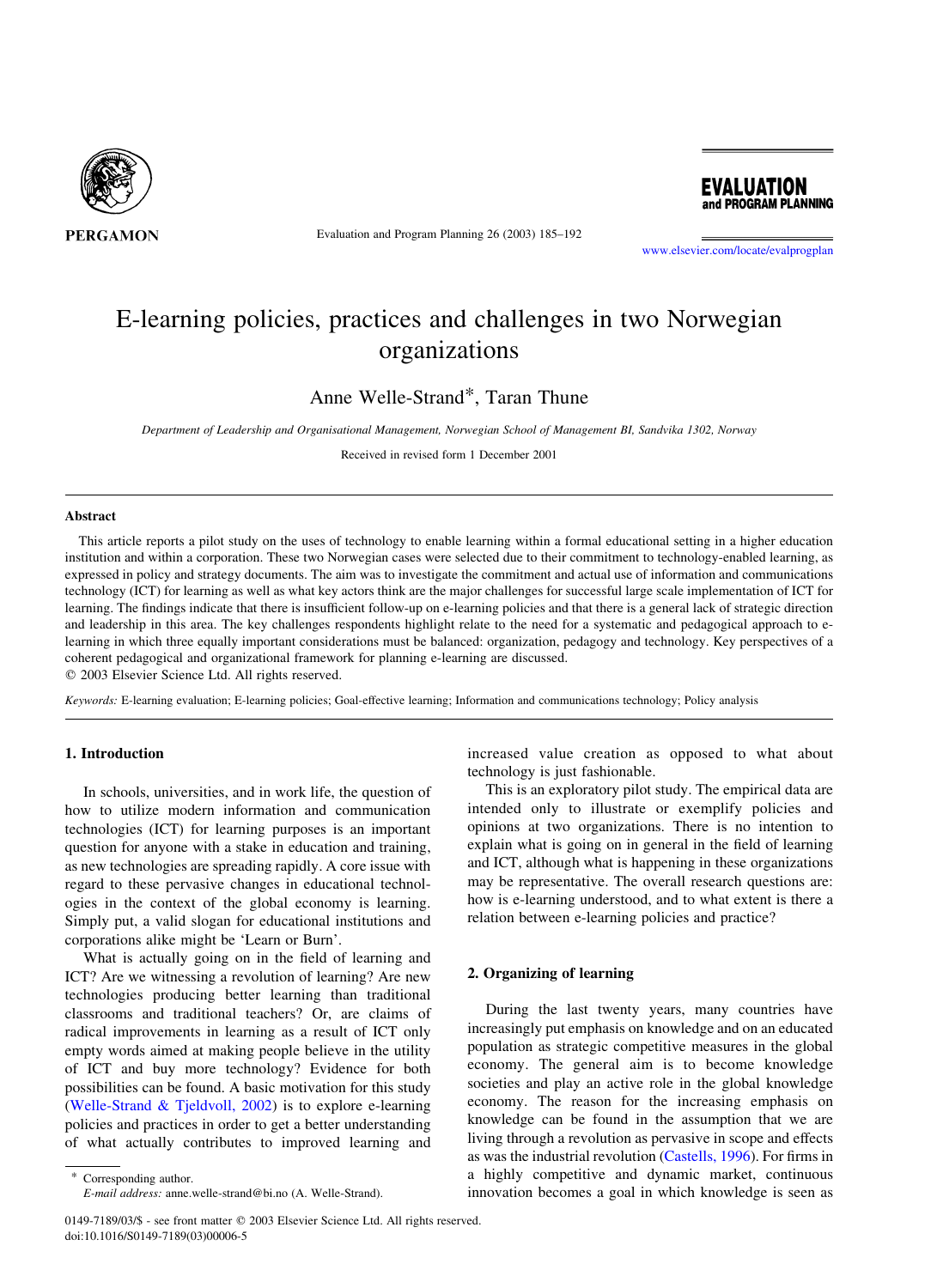# E-learning policies, practices and challenges in two Norwegian organizations

Anne Welle-Strand*, Taran Thune

*Department of Leadership and Organisational Management, Norwegian School of Management BI, Sandvika 1302, Norway*

Received in revised form 1 December 2001

## Abstract

This article reports a pilot study on the uses of technology to enable learning within a formal educational setting in a higher education institution and within a corporation. These two Norwegian cases were selected due to their commitment to technology-enabled learning, as expressed in policy and strategy documents. The aim was to investigate the commitment and actual use of information and communications technology (ICT) for learning as well as what key actors think are the major challenges for successful large scale implementation of ICT for learning. The findings indicate that there is insufficient follow-up on e-learning policies and that there is a general lack of strategic direction and leadership in this area. The key challenges respondents highlight relate to the need for a systematic and pedagogical approach to e-learning in which three equally important considerations must be balanced: organization, pedagogy and technology. Key perspectives of a coherent pedagogical and organizational framework for planning e-learning are discussed.

© 2003 Elsevier Science Ltd. All rights reserved.

*Keywords:* E-learning evaluation; E-learning policies; Goal-effective learning; Information and communications technology; Policy analysis

## 1. Introduction

In schools, universities, and in work life, the question of how to utilize modern information and communication technologies (ICT) for learning purposes is an important question for anyone with a stake in education and training, as new technologies are spreading rapidly. A core issue with regard to these pervasive changes in educational technologies in the context of the global economy is learning. Simply put, a valid slogan for educational institutions and corporations alike might be 'Learn or Burn'.

What is actually going on in the field of learning and ICT? Are we witnessing a revolution of learning? Are new technologies producing better learning than traditional classrooms and traditional teachers? Or, are claims of radical improvements in learning as a result of ICT only empty words aimed at making people believe in the utility of ICT and buy more technology? Evidence for both possibilities can be found. A basic motivation for this study (Welle-Strand & Tjeldvoll, 2002) is to explore e-learning policies and practices in order to get a better understanding of what actually contributes to improved learning and increased value creation as opposed to what about technology is just fashionable.

This is an exploratory pilot study. The empirical data are intended only to illustrate or exemplify policies and opinions at two organizations. There is no intention to explain what is going on in general in the field of learning and ICT, although what is happening in these organizations may be representative. The overall research questions are: how is e-learning understood, and to what extent is there a relation between e-learning policies and practice?

## 2. Organizing of learning

During the last twenty years, many countries have increasingly put emphasis on knowledge and on an educated population as strategic competitive measures in the global economy. The general aim is to become knowledge societies and play an active role in the global knowledge economy. The reason for the increasing emphasis on knowledge can be found in the assumption that we are living through a revolution as pervasive in scope and effects as was the industrial revolution (Castells, 1996). For firms in a highly competitive and dynamic market, continuous innovation becomes a goal in which knowledge is seen as

\* Corresponding author.
*E-mail address:* anne.welle-strand@bi.no (A. Welle-Strand).

0149-7189/03/$ - see front matter © 2003 Elsevier Science Ltd. All rights reserved.
doi:10.1016/S0149-7189(03)00006-5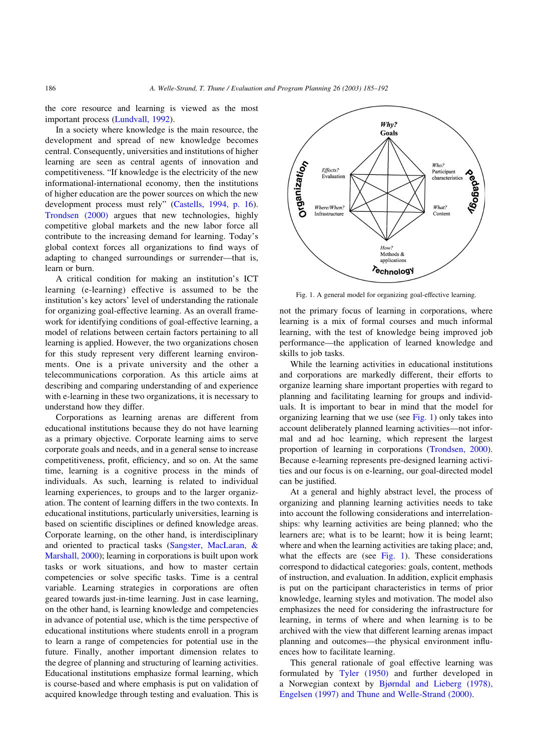the core resource and learning is viewed as the most important process (Lundvall, 1992).

In a society where knowledge is the main resource, the development and spread of new knowledge becomes central. Consequently, universities and institutions of higher learning are seen as central agents of innovation and competitiveness. "If knowledge is the electricity of the new informational-international economy, then the institutions of higher education are the power sources on which the new development process must rely" (Castells, 1994, p. 16). Trondsen (2000) argues that new technologies, highly competitive global markets and the new labor force all contribute to the increasing demand for learning. Today's global context forces all organizations to find ways of adapting to changed surroundings or surrender—that is, learn or burn.

A critical condition for making an institution's ICT learning (e-learning) effective is assumed to be the institution's key actors' level of understanding the rationale for organizing goal-effective learning. As an overall framework for identifying conditions of goal-effective learning, a model of relations between certain factors pertaining to all learning is applied. However, the two organizations chosen for this study represent very different learning environments. One is a private university and the other a telecommunications corporation. As this article aims at describing and comparing understanding of and experience with e-learning in these two organizations, it is necessary to understand how they differ.

Corporations as learning arenas are different from educational institutions because they do not have learning as a primary objective. Corporate learning aims to serve corporate goals and needs, and in a general sense to increase competitiveness, profit, efficiency, and so on. At the same time, learning is a cognitive process in the minds of individuals. As such, learning is related to individual learning experiences, to groups and to the larger organization. The content of learning differs in the two contexts. In educational institutions, particularly universities, learning is based on scientific disciplines or defined knowledge areas. Corporate learning, on the other hand, is interdisciplinary and oriented to practical tasks (Sangster, MacLaran, & Marshall, 2000); learning in corporations is built upon work tasks or work situations, and how to master certain competencies or solve specific tasks. Time is a central variable. Learning strategies in corporations are often geared towards just-in-time learning. Just in case learning, on the other hand, is learning knowledge and competencies in advance of potential use, which is the time perspective of educational institutions where students enroll in a program to learn a range of competencies for potential use in the future. Finally, another important dimension relates to the degree of planning and structuring of learning activities. Educational institutions emphasize formal learning, which is course-based and where emphasis is put on validation of acquired knowledge through testing and evaluation. This is

Why?
Goals

Who?
Participant characteristics

What?
Content

How?
Methods & applications

Where/When?
Infrastructure

Effects?
Evaluation

Organization

Pedagogy

Technology

Fig. 1. A general model for organizing goal-effective learning.

not the primary focus of learning in corporations, where learning is a mix of formal courses and much informal learning, with the test of knowledge being improved job performance—the application of learned knowledge and skills to job tasks.

While the learning activities in educational institutions and corporations are markedly different, their efforts to organize learning share important properties with regard to planning and facilitating learning for groups and individuals. It is important to bear in mind that the model for organizing learning that we use (see Fig. 1) only takes into account deliberately planned learning activities—not informal and ad hoc learning, which represent the largest proportion of learning in corporations (Trondsen, 2000). Because e-learning represents pre-designed learning activities and our focus is on e-learning, our goal-directed model can be justified.

At a general and highly abstract level, the process of organizing and planning learning activities needs to take into account the following considerations and interrelationships: why learning activities are being planned; who the learners are; what is to be learnt; how it is being learnt; where and when the learning activities are taking place; and, what the effects are (see Fig. 1). These considerations correspond to didactical categories: goals, content, methods of instruction, and evaluation. In addition, explicit emphasis is put on the participant characteristics in terms of prior knowledge, learning styles and motivation. The model also emphasizes the need for considering the infrastructure for learning, in terms of where and when learning is to be archived with the view that different learning arenas impact planning and outcomes—the physical environment influences how to facilitate learning.

This general rationale of goal effective learning was formulated by Tyler (1950) and further developed in a Norwegian context by Bjørndal and Lieberg (1978), Engelsen (1997) and Thune and Welle-Strand (2000).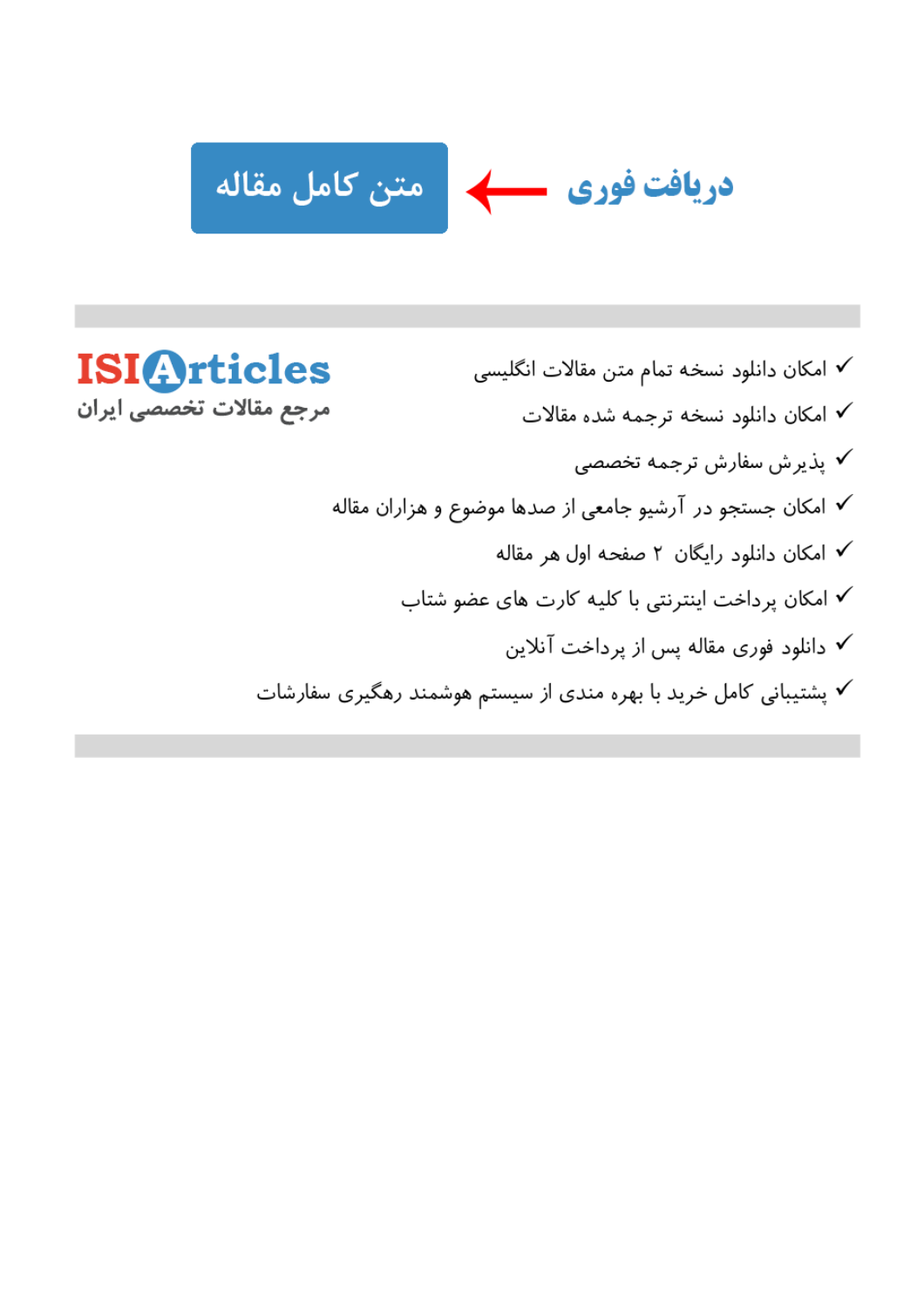دریافت فوری ← **متن کامل مقاله**

**ISIArticles**
مرجع مقالات تخصصی ایران

- ✓ امکان دانلود نسخه تمام متن مقالات انگلیسی
- ✓ امکان دانلود نسخه ترجمه شده مقالات
- ✓ پذیرش سفارش ترجمه تخصصی
- ✓ امکان جستجو در آرشیو جامعی از صدها موضوع و هزاران مقاله
- ✓ امکان دانلود رایگان ۲ صفحه اول هر مقاله
- ✓ امکان پرداخت اینترنتی با کلیه کارت های عضو شتاب
- ✓ دانلود فوری مقاله پس از پرداخت آنلاین
- ✓ پشتیبانی کامل خرید با بهره مندی از سیستم هوشمند رهگیری سفارشات